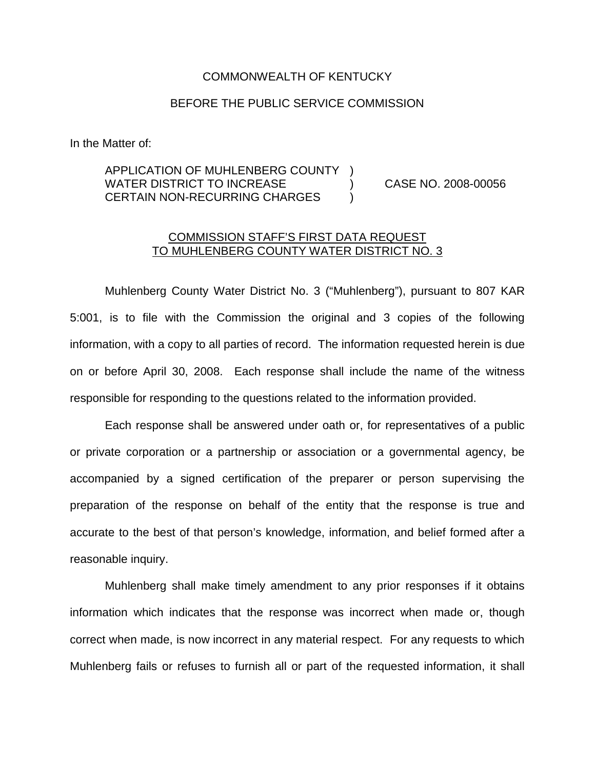COMMONWEALTH OF KENTUCKY

BEFORE THE PUBLIC SERVICE COMMISSION

In the Matter of:

| | | |
|---|---|---|
| APPLICATION OF MUHLENBERG COUNTY WATER DISTRICT TO INCREASE CERTAIN NON-RECURRING CHARGES | ) ) ) | CASE NO. 2008-00056 |

COMMISSION STAFF'S FIRST DATA REQUEST TO MUHLENBERG COUNTY WATER DISTRICT NO. 3

Muhlenberg County Water District No. 3 ("Muhlenberg"), pursuant to 807 KAR 5:001, is to file with the Commission the original and 3 copies of the following information, with a copy to all parties of record. The information requested herein is due on or before April 30, 2008. Each response shall include the name of the witness responsible for responding to the questions related to the information provided.

Each response shall be answered under oath or, for representatives of a public or private corporation or a partnership or association or a governmental agency, be accompanied by a signed certification of the preparer or person supervising the preparation of the response on behalf of the entity that the response is true and accurate to the best of that person's knowledge, information, and belief formed after a reasonable inquiry.

Muhlenberg shall make timely amendment to any prior responses if it obtains information which indicates that the response was incorrect when made or, though correct when made, is now incorrect in any material respect. For any requests to which Muhlenberg fails or refuses to furnish all or part of the requested information, it shall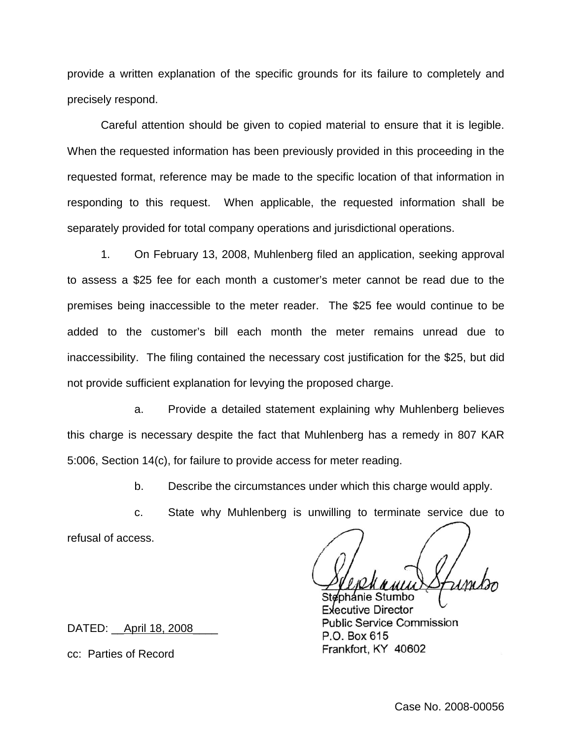provide a written explanation of the specific grounds for its failure to completely and precisely respond.

Careful attention should be given to copied material to ensure that it is legible. When the requested information has been previously provided in this proceeding in the requested format, reference may be made to the specific location of that information in responding to this request. When applicable, the requested information shall be separately provided for total company operations and jurisdictional operations.

1. On February 13, 2008, Muhlenberg filed an application, seeking approval to assess a $25 fee for each month a customer's meter cannot be read due to the premises being inaccessible to the meter reader. The $25 fee would continue to be added to the customer's bill each month the meter remains unread due to inaccessibility. The filing contained the necessary cost justification for the $25, but did not provide sufficient explanation for levying the proposed charge.

   a. Provide a detailed statement explaining why Muhlenberg believes this charge is necessary despite the fact that Muhlenberg has a remedy in 807 KAR 5:006, Section 14(c), for failure to provide access for meter reading.

   b. Describe the circumstances under which this charge would apply.

   c. State why Muhlenberg is unwilling to terminate service due to refusal of access.

Stephanie Stumbo
Executive Director
Public Service Commission
P.O. Box 615
Frankfort, KY 40602

DATED: April 18, 2008

cc: Parties of Record

Case No. 2008-00056